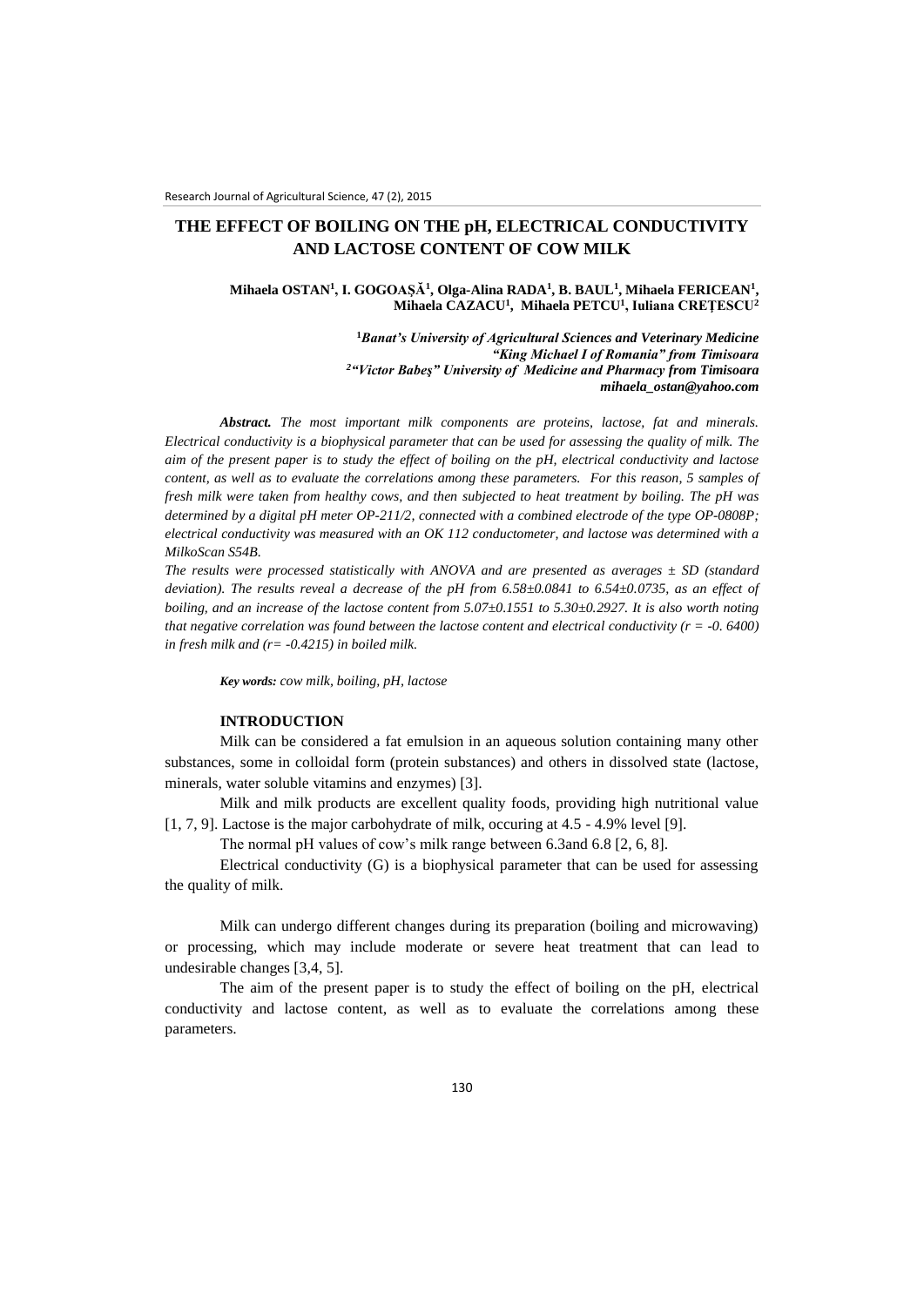# THE EFFECT OF BOILING ON THE pH, ELECTRICAL CONDUCTIVITY AND LACTOSE CONTENT OF COW MILK

**Mihaela OSTAN[1], I. GOGOAȘĂ[1], Olga-Alina RADA[1], B. BAUL[1], Mihaela FERICEAN[1], Mihaela CAZACU[1], Mihaela PETCU[1], Iuliana CREȚESCU[2]**

*[1]Banat's University of Agricultural Sciences and Veterinary Medicine "King Michael I of Romania" from Timisoara*
*[2]"Victor Babeș" University of Medicine and Pharmacy from Timisoara*
*mihaela_ostan@yahoo.com*

***Abstract.*** *The most important milk components are proteins, lactose, fat and minerals. Electrical conductivity is a biophysical parameter that can be used for assessing the quality of milk. The aim of the present paper is to study the effect of boiling on the pH, electrical conductivity and lactose content, as well as to evaluate the correlations among these parameters. For this reason, 5 samples of fresh milk were taken from healthy cows, and then subjected to heat treatment by boiling. The pH was determined by a digital pH meter OP-211/2, connected with a combined electrode of the type OP-0808P; electrical conductivity was measured with an OK 112 conductometer, and lactose was determined with a MilkoScan S54B.*

*The results were processed statistically with ANOVA and are presented as averages ± SD (standard deviation). The results reveal a decrease of the pH from 6.58±0.0841 to 6.54±0.0735, as an effect of boiling, and an increase of the lactose content from 5.07±0.1551 to 5.30±0.2927. It is also worth noting that negative correlation was found between the lactose content and electrical conductivity (r = -0. 6400) in fresh milk and (r= -0.4215) in boiled milk.*

***Key words:*** *cow milk, boiling, pH, lactose*

## INTRODUCTION

Milk can be considered a fat emulsion in an aqueous solution containing many other substances, some in colloidal form (protein substances) and others in dissolved state (lactose, minerals, water soluble vitamins and enzymes) [3].

Milk and milk products are excellent quality foods, providing high nutritional value [1, 7, 9]. Lactose is the major carbohydrate of milk, occuring at 4.5 - 4.9% level [9].

The normal pH values of cow's milk range between 6.3and 6.8 [2, 6, 8].

Electrical conductivity (G) is a biophysical parameter that can be used for assessing the quality of milk.

Milk can undergo different changes during its preparation (boiling and microwaving) or processing, which may include moderate or severe heat treatment that can lead to undesirable changes [3,4, 5].

The aim of the present paper is to study the effect of boiling on the pH, electrical conductivity and lactose content, as well as to evaluate the correlations among these parameters.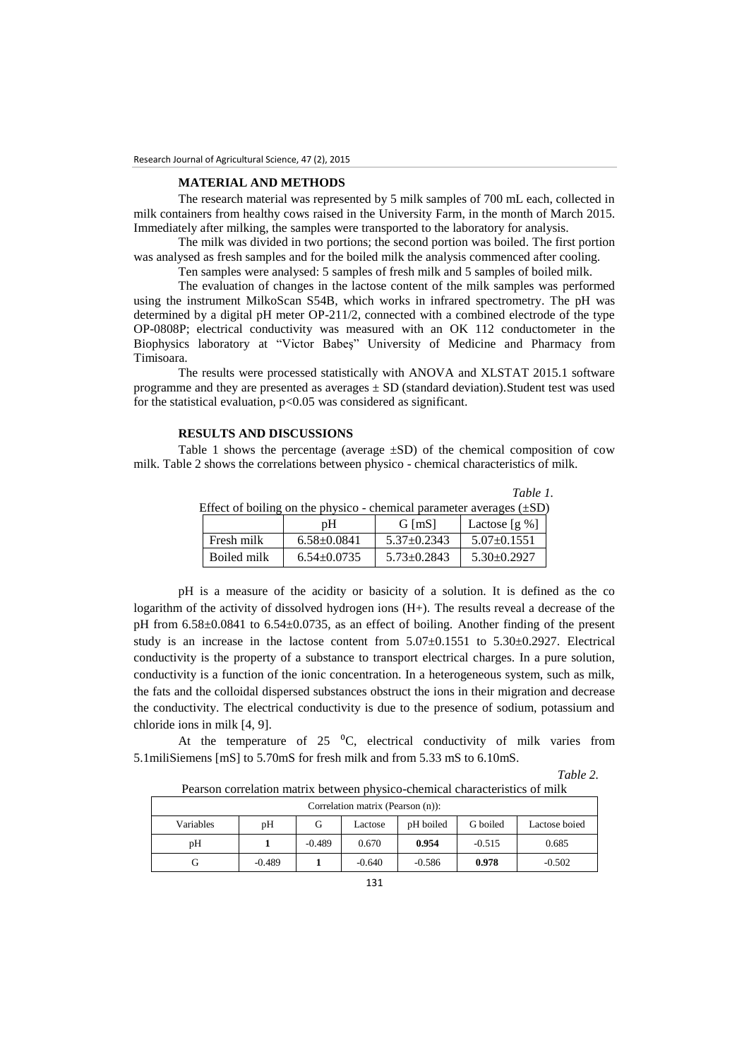## MATERIAL AND METHODS

The research material was represented by 5 milk samples of 700 mL each, collected in milk containers from healthy cows raised in the University Farm, in the month of March 2015. Immediately after milking, the samples were transported to the laboratory for analysis.

The milk was divided in two portions; the second portion was boiled. The first portion was analysed as fresh samples and for the boiled milk the analysis commenced after cooling.

Ten samples were analysed: 5 samples of fresh milk and 5 samples of boiled milk.

The evaluation of changes in the lactose content of the milk samples was performed using the instrument MilkoScan S54B, which works in infrared spectrometry. The pH was determined by a digital pH meter OP-211/2, connected with a combined electrode of the type OP-0808P; electrical conductivity was measured with an OK 112 conductometer in the Biophysics laboratory at "Victor Babeş" University of Medicine and Pharmacy from Timisoara.

The results were processed statistically with ANOVA and XLSTAT 2015.1 software programme and they are presented as averages ± SD (standard deviation).Student test was used for the statistical evaluation, $p<0.05$ was considered as significant.

## RESULTS AND DISCUSSIONS

Table 1 shows the percentage (average ±SD) of the chemical composition of cow milk. Table 2 shows the correlations between physico - chemical characteristics of milk.

*Table 1.*

Effect of boiling on the physico - chemical parameter averages (±SD)

| | pH | G [mS] | Lactose [g %] |
|---|---|---|---|
| Fresh milk | 6.58±0.0841 | 5.37±0.2343 | 5.07±0.1551 |
| Boiled milk | 6.54±0.0735 | 5.73±0.2843 | 5.30±0.2927 |

pH is a measure of the acidity or basicity of a solution. It is defined as the co logarithm of the activity of dissolved hydrogen ions ($H^+$). The results reveal a decrease of the pH from 6.58±0.0841 to 6.54±0.0735, as an effect of boiling. Another finding of the present study is an increase in the lactose content from 5.07±0.1551 to 5.30±0.2927. Electrical conductivity is the property of a substance to transport electrical charges. In a pure solution, conductivity is a function of the ionic concentration. In a heterogeneous system, such as milk, the fats and the colloidal dispersed substances obstruct the ions in their migration and decrease the conductivity. The electrical conductivity is due to the presence of sodium, potassium and chloride ions in milk [4, 9].

At the temperature of 25 $^0$C, electrical conductivity of milk varies from 5.1miliSiemens [mS] to 5.70mS for fresh milk and from 5.33 mS to 6.10mS.

*Table 2.*

Pearson correlation matrix between physico-chemical characteristics of milk

| Correlation matrix (Pearson (n)): | | | | | | |
|---|---|---|---|---|---|---|
| Variables | pH | G | Lactose | pH boiled | G boiled | Lactose boied |
| pH | **1** | -0.489 | 0.670 | **0.954** | -0.515 | 0.685 |
| G | -0.489 | **1** | -0.640 | -0.586 | **0.978** | -0.502 |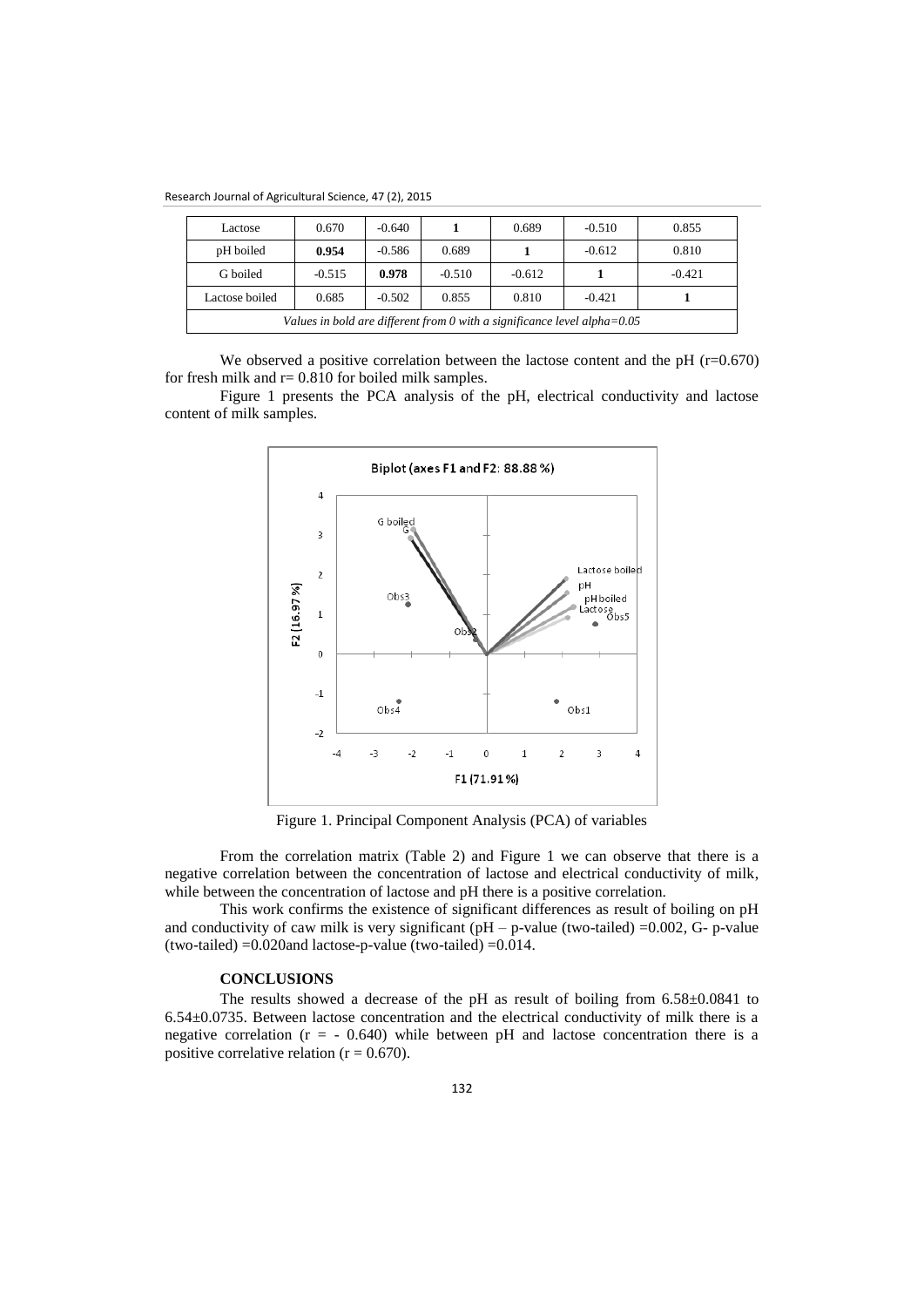| Lactose | 0.670 | -0.640 | **1** | 0.689 | -0.510 | 0.855 |
|---|---|---|---|---|---|---|
| pH boiled | **0.954** | -0.586 | 0.689 | **1** | -0.612 | 0.810 |
| G boiled | -0.515 | **0.978** | -0.510 | -0.612 | **1** | -0.421 |
| Lactose boiled | 0.685 | -0.502 | 0.855 | 0.810 | -0.421 | **1** |

*Values in bold are different from 0 with a significance level alpha=0.05*

We observed a positive correlation between the lactose content and the pH (r=0.670) for fresh milk and r= 0.810 for boiled milk samples.

Figure 1 presents the PCA analysis of the pH, electrical conductivity and lactose content of milk samples.

Figure 1. Principal Component Analysis (PCA) of variables

From the correlation matrix (Table 2) and Figure 1 we can observe that there is a negative correlation between the concentration of lactose and electrical conductivity of milk, while between the concentration of lactose and pH there is a positive correlation.

This work confirms the existence of significant differences as result of boiling on pH and conductivity of caw milk is very significant (pH – p-value (two-tailed) =0.002, G- p-value (two-tailed) =0.020and lactose-p-value (two-tailed) =0.014.

## CONCLUSIONS

The results showed a decrease of the pH as result of boiling from 6.58±0.0841 to 6.54±0.0735. Between lactose concentration and the electrical conductivity of milk there is a negative correlation (r = - 0.640) while between pH and lactose concentration there is a positive correlative relation (r = 0.670).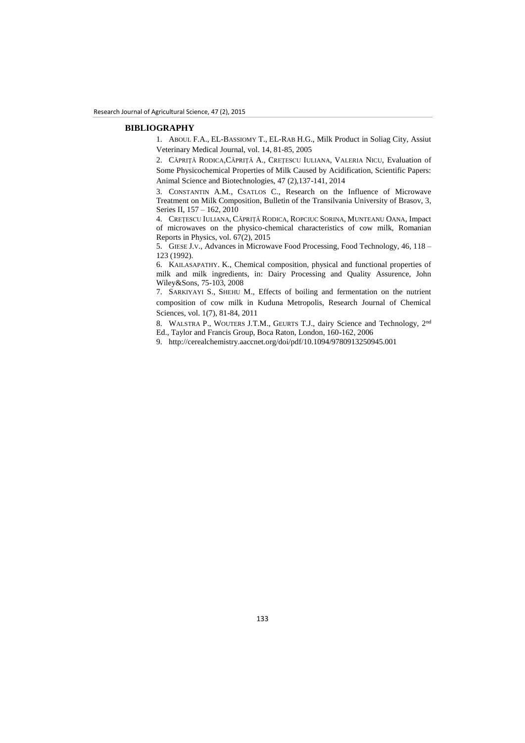## BIBLIOGRAPHY

1. ABOUL F.A., EL-BASSIOMY T., EL-RAB H.G., Milk Product in Soliag City, Assiut Veterinary Medical Journal, vol. 14, 81-85, 2005
2. CĂPRIȚĂ RODICA,CĂPRIȚĂ A., CREȚESCU IULIANA, VALERIA NICU, Evaluation of Some Physicochemical Properties of Milk Caused by Acidification, Scientific Papers: Animal Science and Biotechnologies, 47 (2),137-141, 2014
3. CONSTANTIN A.M., CSATLOS C., Research on the Influence of Microwave Treatment on Milk Composition, Bulletin of the Transilvania University of Brasov, 3, Series II, 157 – 162, 2010
4. CREȚESCU IULIANA, CĂPRIȚĂ RODICA, ROPCIUC SORINA, MUNTEANU OANA, Impact of microwaves on the physico-chemical characteristics of cow milk, Romanian Reports in Physics, vol. 67(2), 2015
5. GIESE J.V., Advances in Microwave Food Processing, Food Technology, 46, 118 – 123 (1992).
6. KAILASAPATHY. K., Chemical composition, physical and functional properties of milk and milk ingredients, in: Dairy Processing and Quality Assurence, John Wiley&Sons, 75-103, 2008
7. SARKIYAYI S., SHEHU M., Effects of boiling and fermentation on the nutrient composition of cow milk in Kuduna Metropolis, Research Journal of Chemical Sciences, vol. 1(7), 81-84, 2011
8. WALSTRA P., WOUTERS J.T.M., GEURTS T.J., dairy Science and Technology, 2nd Ed., Taylor and Francis Group, Boca Raton, London, 160-162, 2006
9. http://cerealchemistry.aaccnet.org/doi/pdf/10.1094/9780913250945.001